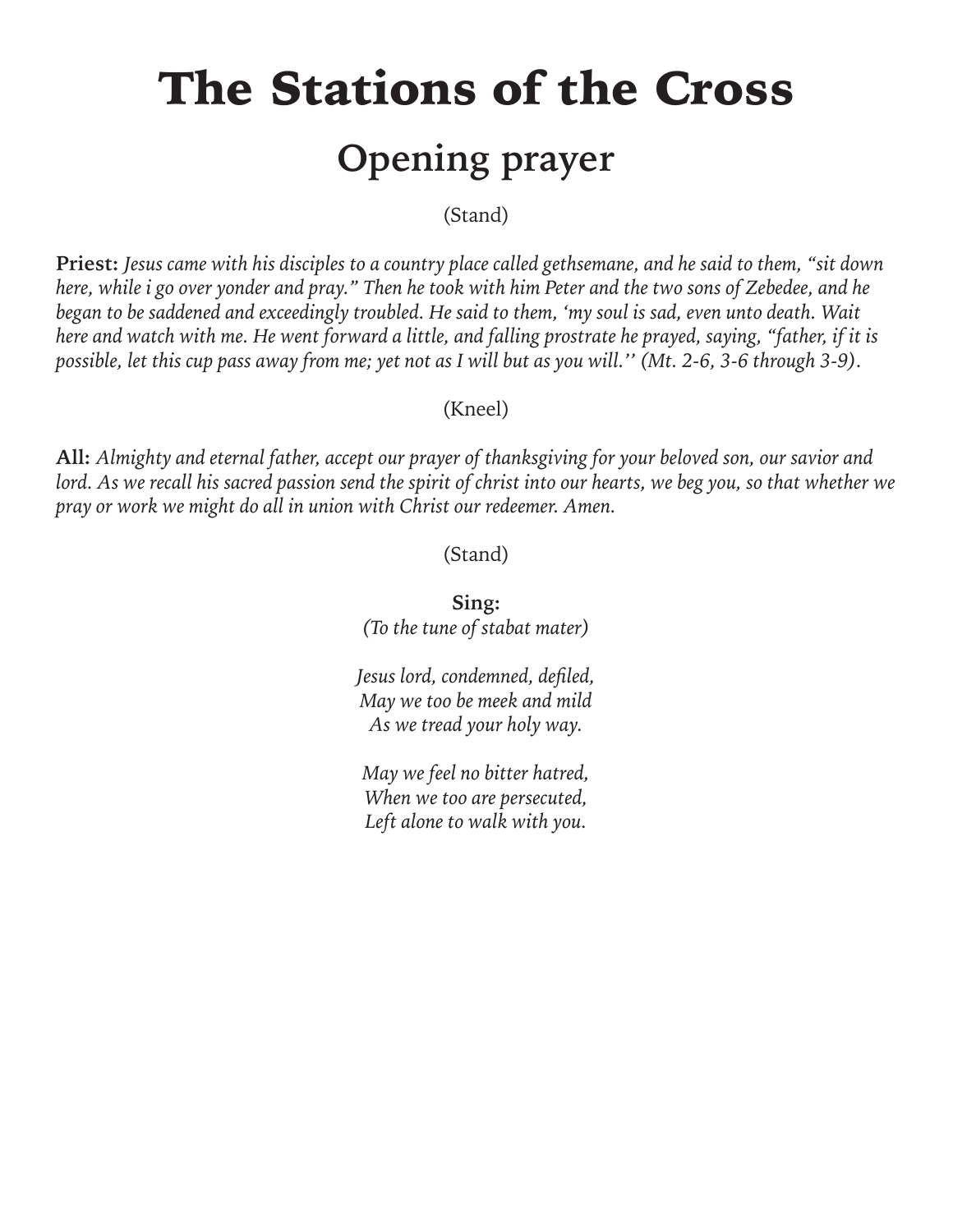# The Stations of the Cross

## Opening prayer

(Stand)

**Priest:** *Jesus came with his disciples to a country place called gethsemane, and he said to them, "sit down here, while i go over yonder and pray." Then he took with him Peter and the two sons of Zebedee, and he began to be saddened and exceedingly troubled. He said to them, 'my soul is sad, even unto death. Wait here and watch with me. He went forward a little, and falling prostrate he prayed, saying, "father, if it is possible, let this cup pass away from me; yet not as I will but as you will.'' (Mt. 2-6, 3-6 through 3-9).*

(Kneel)

**All:** *Almighty and eternal father, accept our prayer of thanksgiving for your beloved son, our savior and lord. As we recall his sacred passion send the spirit of christ into our hearts, we beg you, so that whether we pray or work we might do all in union with Christ our redeemer. Amen.*

(Stand)

**Sing:**
*(To the tune of stabat mater)*

*Jesus lord, condemned, defiled,*
*May we too be meek and mild*
*As we tread your holy way.*

*May we feel no bitter hatred,*
*When we too are persecuted,*
*Left alone to walk with you.*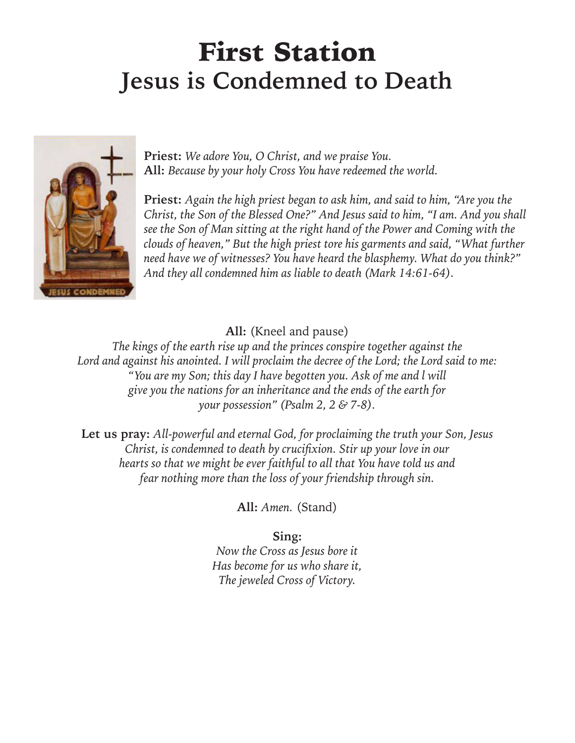# First Station
## Jesus is Condemned to Death

**Priest:** *We adore You, O Christ, and we praise You.*
**All:** *Because by your holy Cross You have redeemed the world.*

**Priest:** *Again the high priest began to ask him, and said to him, "Are you the Christ, the Son of the Blessed One?" And Jesus said to him, "I am. And you shall see the Son of Man sitting at the right hand of the Power and Coming with the clouds of heaven," But the high priest tore his garments and said, "What further need have we of witnesses? You have heard the blasphemy. What do you think?" And they all condemned him as liable to death (Mark 14:61-64).*

**All:** (Kneel and pause)
*The kings of the earth rise up and the princes conspire together against the Lord and against his anointed. I will proclaim the decree of the Lord; the Lord said to me: "You are my Son; this day I have begotten you. Ask of me and l will give you the nations for an inheritance and the ends of the earth for your possession" (Psalm 2, 2 & 7-8).*

**Let us pray:** *All-powerful and eternal God, for proclaiming the truth your Son, Jesus Christ, is condemned to death by crucifixion. Stir up your love in our hearts so that we might be ever faithful to all that You have told us and fear nothing more than the loss of your friendship through sin.*

**All:** *Amen.* (Stand)

**Sing:**
*Now the Cross as Jesus bore it*
*Has become for us who share it,*
*The jeweled Cross of Victory.*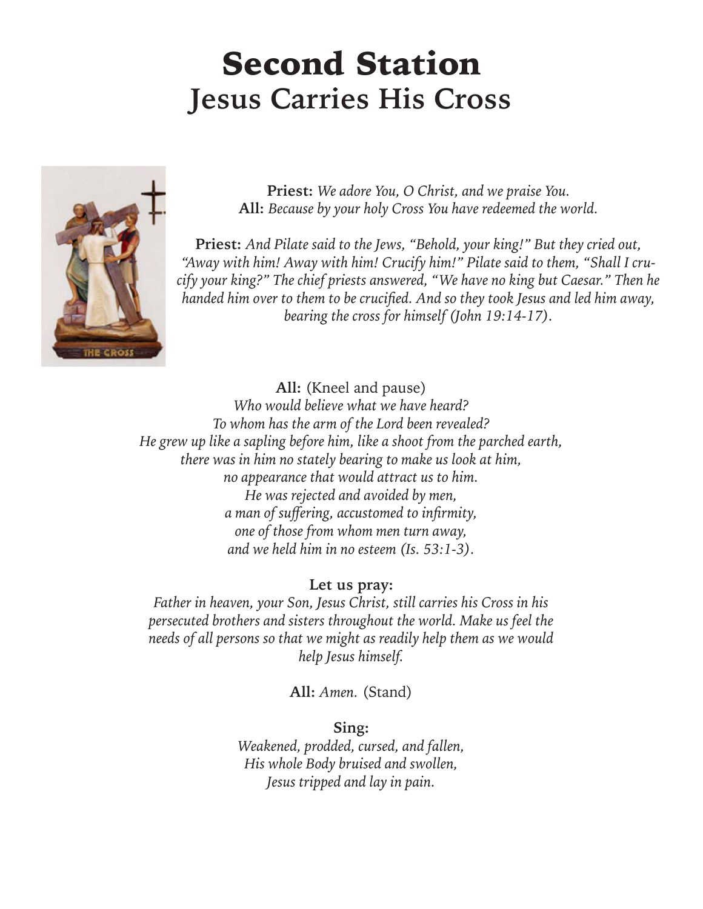# Second Station
## Jesus Carries His Cross

**Priest:** *We adore You, O Christ, and we praise You.*
**All:** *Because by your holy Cross You have redeemed the world.*

**Priest:** *And Pilate said to the Jews, "Behold, your king!" But they cried out, "Away with him! Away with him! Crucify him!" Pilate said to them, "Shall I crucify your king?" The chief priests answered, "We have no king but Caesar." Then he handed him over to them to be crucified. And so they took Jesus and led him away, bearing the cross for himself (John 19:14-17).*

**All:** (Kneel and pause)
*Who would believe what we have heard?*
*To whom has the arm of the Lord been revealed?*
*He grew up like a sapling before him, like a shoot from the parched earth,*
*there was in him no stately bearing to make us look at him,*
*no appearance that would attract us to him.*
*He was rejected and avoided by men,*
*a man of suffering, accustomed to infirmity,*
*one of those from whom men turn away,*
*and we held him in no esteem (Is. 53:1-3).*

**Let us pray:**
*Father in heaven, your Son, Jesus Christ, still carries his Cross in his persecuted brothers and sisters throughout the world. Make us feel the needs of all persons so that we might as readily help them as we would help Jesus himself.*

**All:** *Amen.* (Stand)

**Sing:**
*Weakened, prodded, cursed, and fallen,*
*His whole Body bruised and swollen,*
*Jesus tripped and lay in pain.*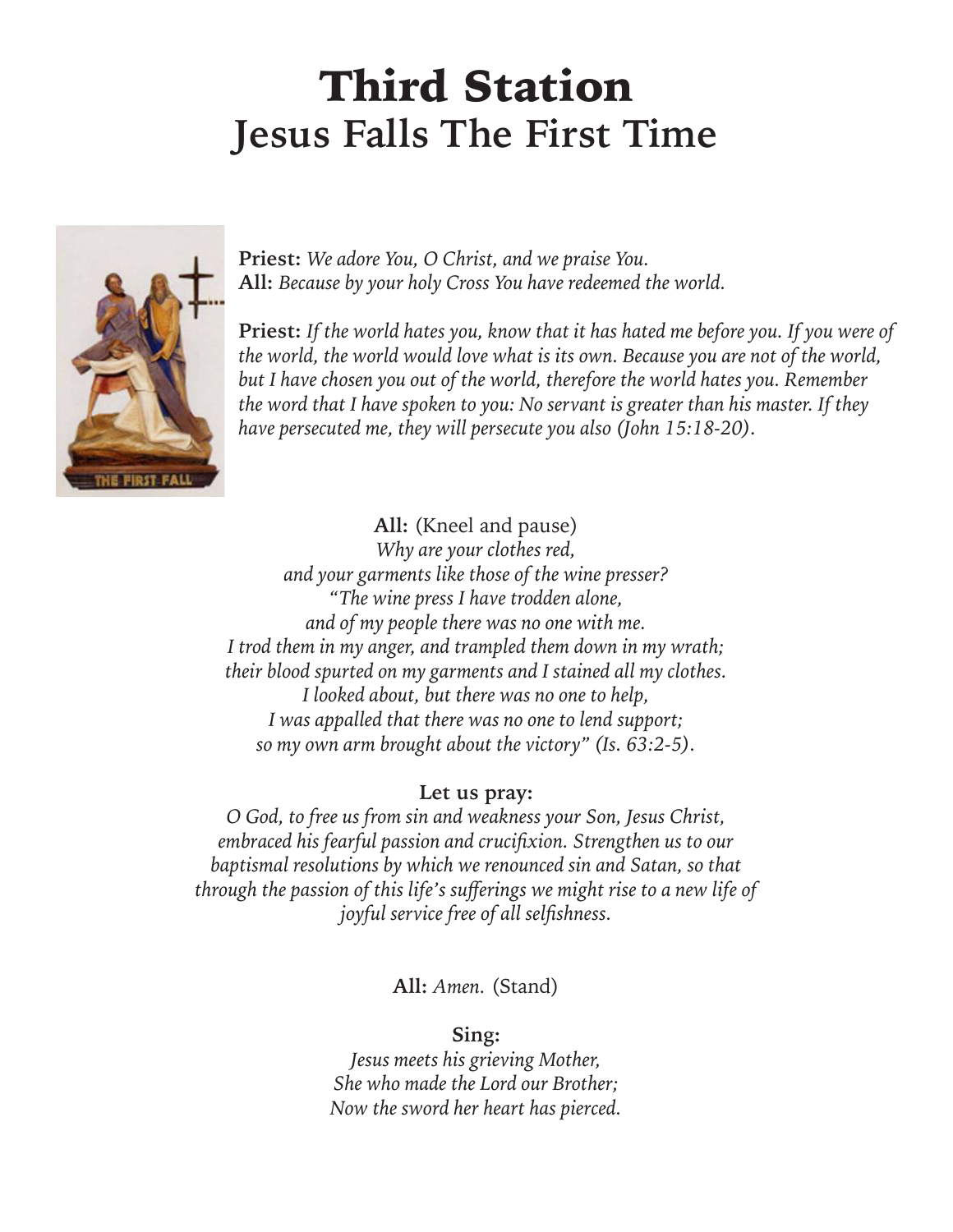# Third Station
## Jesus Falls The First Time

**Priest:** *We adore You, O Christ, and we praise You.*
**All:** *Because by your holy Cross You have redeemed the world.*

**Priest:** *If the world hates you, know that it has hated me before you. If you were of the world, the world would love what is its own. Because you are not of the world, but I have chosen you out of the world, therefore the world hates you. Remember the word that I have spoken to you: No servant is greater than his master. If they have persecuted me, they will persecute you also (John 15:18-20).*

**All:** (Kneel and pause)
*Why are your clothes red,*
*and your garments like those of the wine presser?*
*"The wine press I have trodden alone,*
*and of my people there was no one with me.*
*I trod them in my anger, and trampled them down in my wrath;*
*their blood spurted on my garments and I stained all my clothes.*
*I looked about, but there was no one to help,*
*I was appalled that there was no one to lend support;*
*so my own arm brought about the victory" (Is. 63:2-5).*

**Let us pray:**
*O God, to free us from sin and weakness your Son, Jesus Christ, embraced his fearful passion and crucifixion. Strengthen us to our baptismal resolutions by which we renounced sin and Satan, so that through the passion of this life's sufferings we might rise to a new life of joyful service free of all selfishness.*

**All:** *Amen.* (Stand)

**Sing:**
*Jesus meets his grieving Mother,*
*She who made the Lord our Brother;*
*Now the sword her heart has pierced.*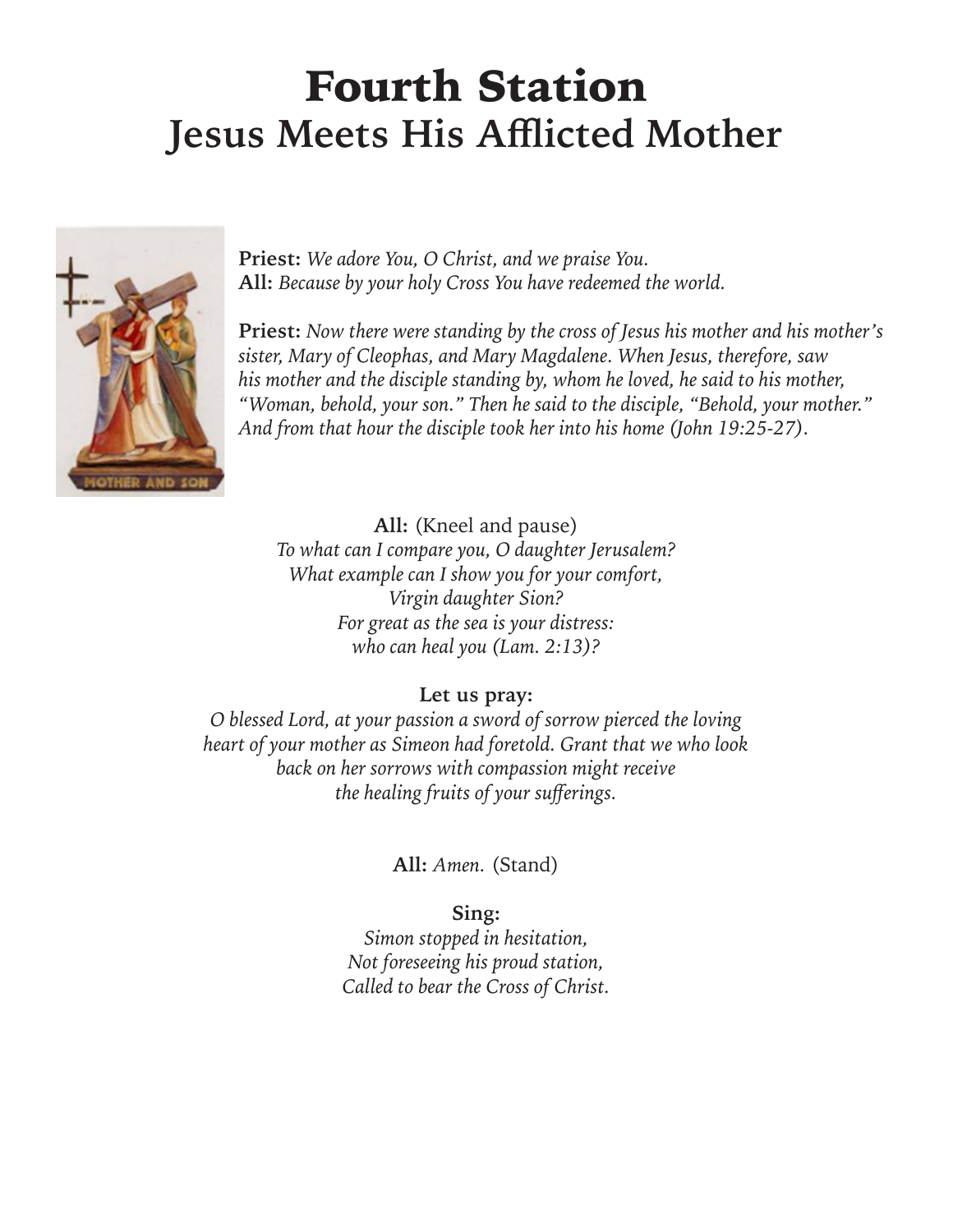# Fourth Station
## Jesus Meets His Afflicted Mother

**Priest:** *We adore You, O Christ, and we praise You.*
**All:** *Because by your holy Cross You have redeemed the world.*

**Priest:** *Now there were standing by the cross of Jesus his mother and his mother's sister, Mary of Cleophas, and Mary Magdalene. When Jesus, therefore, saw his mother and the disciple standing by, whom he loved, he said to his mother, "Woman, behold, your son." Then he said to the disciple, "Behold, your mother." And from that hour the disciple took her into his home (John 19:25-27).*

**All:** (Kneel and pause)
*To what can I compare you, O daughter Jerusalem?*
*What example can I show you for your comfort,*
*Virgin daughter Sion?*
*For great as the sea is your distress:*
*who can heal you (Lam. 2:13)?*

**Let us pray:**
*O blessed Lord, at your passion a sword of sorrow pierced the loving heart of your mother as Simeon had foretold. Grant that we who look back on her sorrows with compassion might receive the healing fruits of your sufferings.*

**All:** *Amen.* (Stand)

**Sing:**
*Simon stopped in hesitation,*
*Not foreseeing his proud station,*
*Called to bear the Cross of Christ.*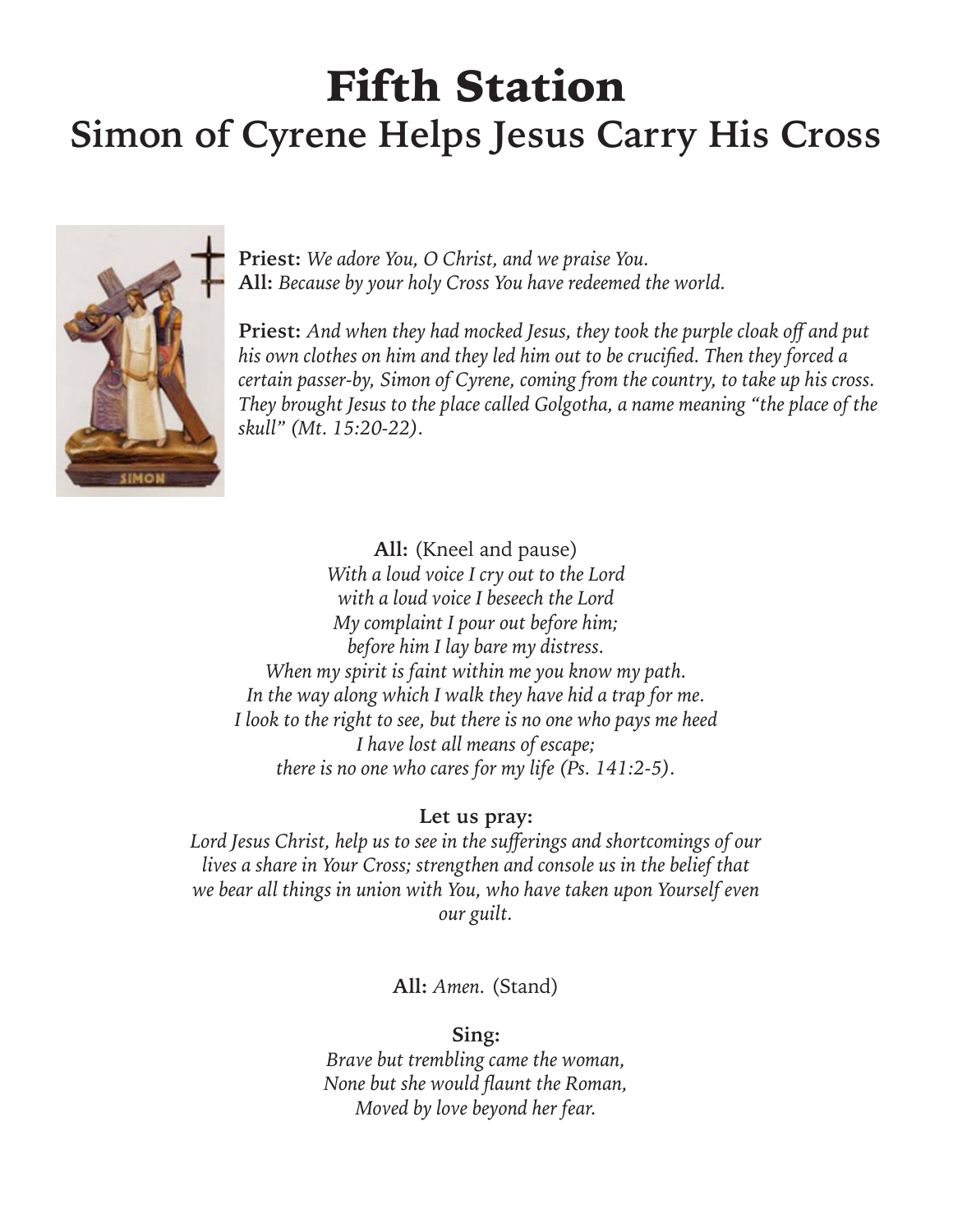# Fifth Station

## Simon of Cyrene Helps Jesus Carry His Cross

**Priest:** *We adore You, O Christ, and we praise You.*
**All:** *Because by your holy Cross You have redeemed the world.*

**Priest:** *And when they had mocked Jesus, they took the purple cloak off and put his own clothes on him and they led him out to be crucified. Then they forced a certain passer-by, Simon of Cyrene, coming from the country, to take up his cross. They brought Jesus to the place called Golgotha, a name meaning "the place of the skull" (Mt. 15:20-22).*

**All:** (Kneel and pause)
*With a loud voice I cry out to the Lord*
*with a loud voice I beseech the Lord*
*My complaint I pour out before him;*
*before him I lay bare my distress.*
*When my spirit is faint within me you know my path.*
*In the way along which I walk they have hid a trap for me.*
*I look to the right to see, but there is no one who pays me heed*
*I have lost all means of escape;*
*there is no one who cares for my life (Ps. 141:2-5).*

**Let us pray:**
*Lord Jesus Christ, help us to see in the sufferings and shortcomings of our lives a share in Your Cross; strengthen and console us in the belief that we bear all things in union with You, who have taken upon Yourself even our guilt.*

**All:** *Amen.* (Stand)

**Sing:**
*Brave but trembling came the woman,*
*None but she would flaunt the Roman,*
*Moved by love beyond her fear.*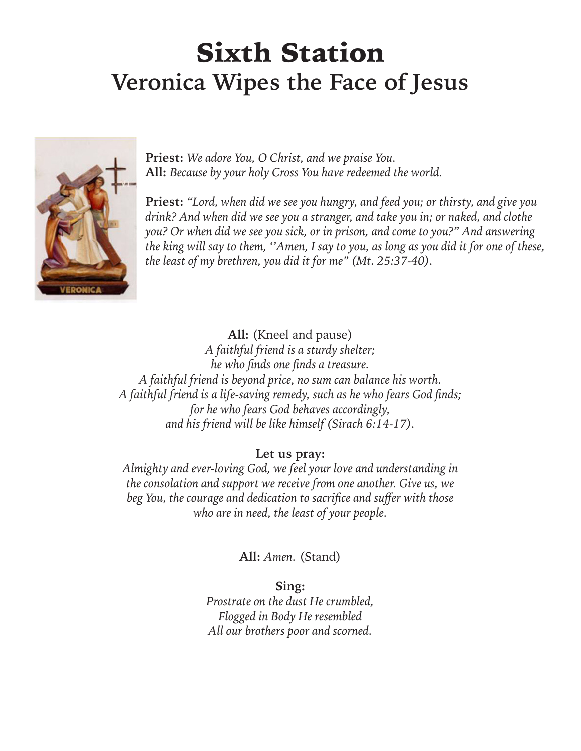# Sixth Station

## Veronica Wipes the Face of Jesus

**Priest:** *We adore You, O Christ, and we praise You.*
**All:** *Because by your holy Cross You have redeemed the world.*

**Priest:** *"Lord, when did we see you hungry, and feed you; or thirsty, and give you drink? And when did we see you a stranger, and take you in; or naked, and clothe you? Or when did we see you sick, or in prison, and come to you?" And answering the king will say to them, ''Amen, I say to you, as long as you did it for one of these, the least of my brethren, you did it for me" (Mt. 25:37-40).*

**All:** (Kneel and pause)
*A faithful friend is a sturdy shelter;*
*he who finds one finds a treasure.*
*A faithful friend is beyond price, no sum can balance his worth.*
*A faithful friend is a life-saving remedy, such as he who fears God finds;*
*for he who fears God behaves accordingly,*
*and his friend will be like himself (Sirach 6:14-17).*

**Let us pray:**
*Almighty and ever-loving God, we feel your love and understanding in the consolation and support we receive from one another. Give us, we beg You, the courage and dedication to sacrifice and suffer with those who are in need, the least of your people.*

**All:** *Amen.* (Stand)

**Sing:**
*Prostrate on the dust He crumbled,*
*Flogged in Body He resembled*
*All our brothers poor and scorned.*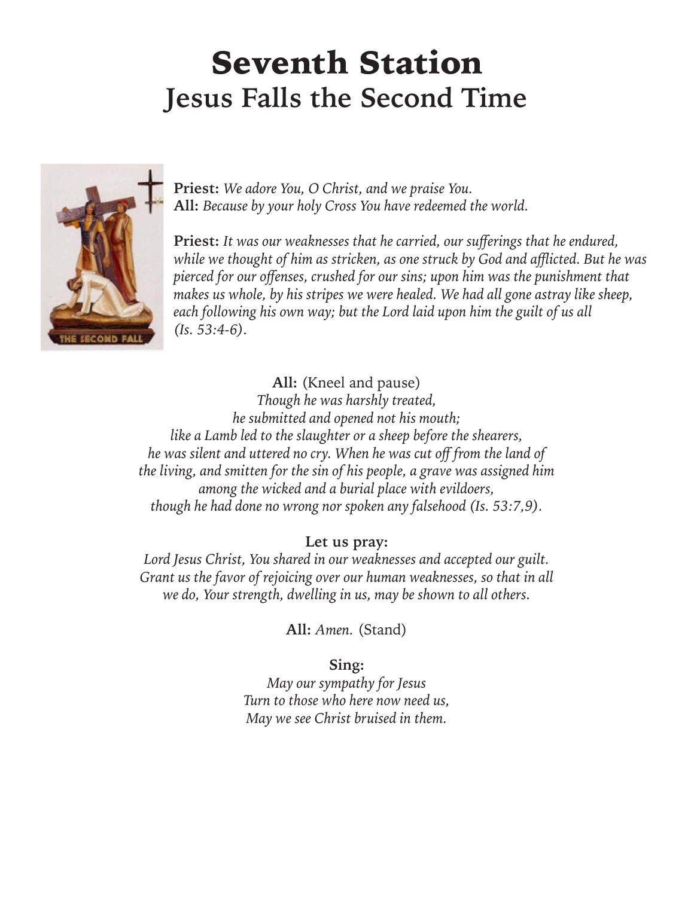# Seventh Station

## Jesus Falls the Second Time

**Priest:** *We adore You, O Christ, and we praise You.*
**All:** *Because by your holy Cross You have redeemed the world.*

**Priest:** *It was our weaknesses that he carried, our sufferings that he endured, while we thought of him as stricken, as one struck by God and afflicted. But he was pierced for our offenses, crushed for our sins; upon him was the punishment that makes us whole, by his stripes we were healed. We had all gone astray like sheep, each following his own way; but the Lord laid upon him the guilt of us all (Is. 53:4-6).*

**All:** (Kneel and pause)
*Though he was harshly treated,*
*he submitted and opened not his mouth;*
*like a Lamb led to the slaughter or a sheep before the shearers,*
*he was silent and uttered no cry. When he was cut off from the land of the living, and smitten for the sin of his people, a grave was assigned him among the wicked and a burial place with evildoers,*
*though he had done no wrong nor spoken any falsehood (Is. 53:7,9).*

**Let us pray:**
*Lord Jesus Christ, You shared in our weaknesses and accepted our guilt. Grant us the favor of rejoicing over our human weaknesses, so that in all we do, Your strength, dwelling in us, may be shown to all others.*

**All:** *Amen.* (Stand)

**Sing:**
*May our sympathy for Jesus*
*Turn to those who here now need us,*
*May we see Christ bruised in them.*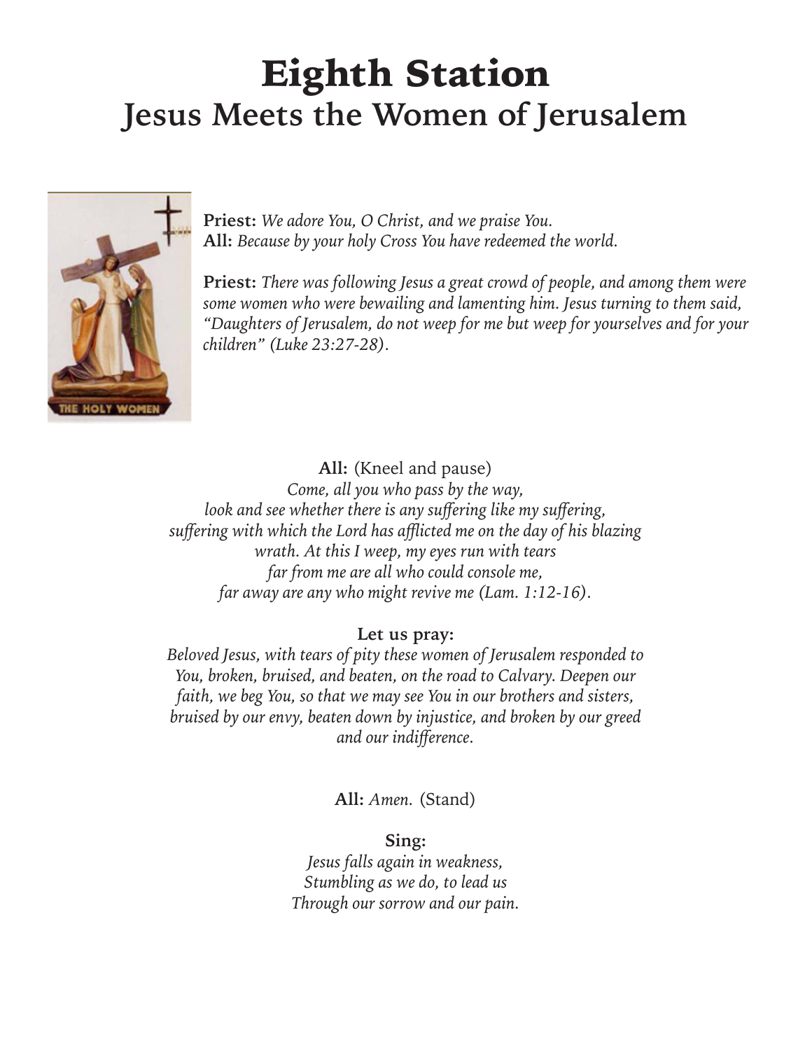# Eighth Station
## Jesus Meets the Women of Jerusalem

**Priest:** *We adore You, O Christ, and we praise You.*
**All:** *Because by your holy Cross You have redeemed the world.*

**Priest:** *There was following Jesus a great crowd of people, and among them were some women who were bewailing and lamenting him. Jesus turning to them said, "Daughters of Jerusalem, do not weep for me but weep for yourselves and for your children" (Luke 23:27-28).*

**All:** (Kneel and pause)
*Come, all you who pass by the way,*
*look and see whether there is any suffering like my suffering,*
*suffering with which the Lord has afflicted me on the day of his blazing wrath. At this I weep, my eyes run with tears*
*far from me are all who could console me,*
*far away are any who might revive me (Lam. 1:12-16).*

**Let us pray:**
*Beloved Jesus, with tears of pity these women of Jerusalem responded to You, broken, bruised, and beaten, on the road to Calvary. Deepen our faith, we beg You, so that we may see You in our brothers and sisters, bruised by our envy, beaten down by injustice, and broken by our greed and our indifference.*

**All:** *Amen.* (Stand)

**Sing:**
*Jesus falls again in weakness,*
*Stumbling as we do, to lead us*
*Through our sorrow and our pain.*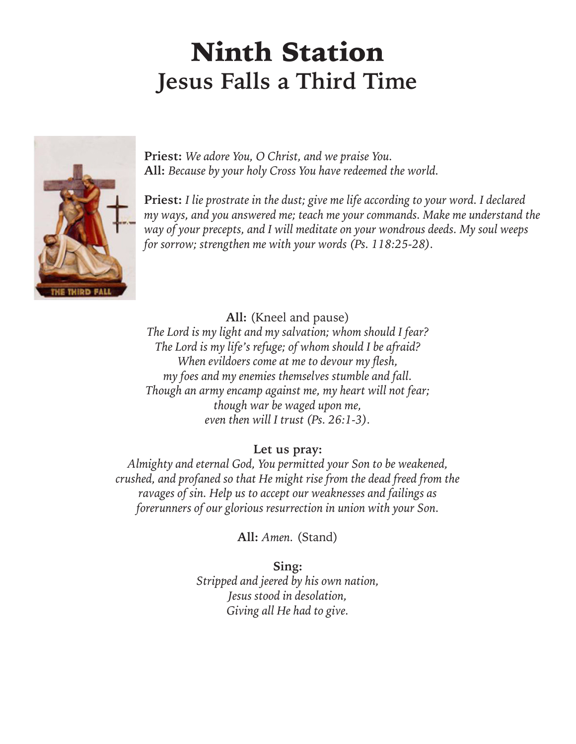# Ninth Station

## Jesus Falls a Third Time

**Priest:** *We adore You, O Christ, and we praise You.*
**All:** *Because by your holy Cross You have redeemed the world.*

**Priest:** *I lie prostrate in the dust; give me life according to your word. I declared my ways, and you answered me; teach me your commands. Make me understand the way of your precepts, and I will meditate on your wondrous deeds. My soul weeps for sorrow; strengthen me with your words (Ps. 118:25-28).*

**All:** (Kneel and pause)
*The Lord is my light and my salvation; whom should I fear?*
*The Lord is my life's refuge; of whom should I be afraid?*
*When evildoers come at me to devour my flesh,*
*my foes and my enemies themselves stumble and fall.*
*Though an army encamp against me, my heart will not fear;*
*though war be waged upon me,*
*even then will I trust (Ps. 26:1-3).*

**Let us pray:**
*Almighty and eternal God, You permitted your Son to be weakened, crushed, and profaned so that He might rise from the dead freed from the ravages of sin. Help us to accept our weaknesses and failings as forerunners of our glorious resurrection in union with your Son.*

**All:** *Amen.* (Stand)

**Sing:**
*Stripped and jeered by his own nation,*
*Jesus stood in desolation,*
*Giving all He had to give.*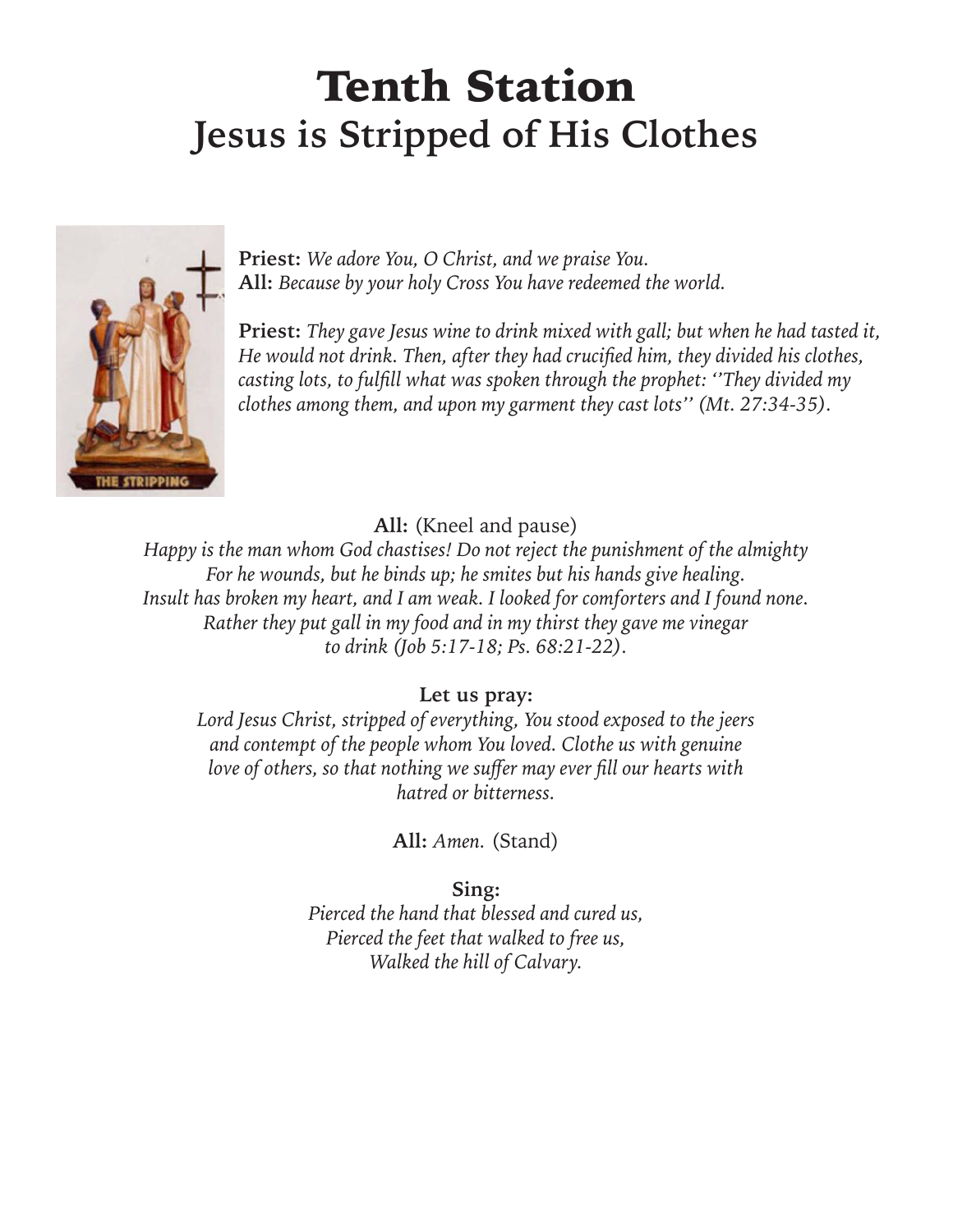# Tenth Station
## Jesus is Stripped of His Clothes

**Priest:** *We adore You, O Christ, and we praise You.*
**All:** *Because by your holy Cross You have redeemed the world.*

**Priest:** *They gave Jesus wine to drink mixed with gall; but when he had tasted it, He would not drink. Then, after they had crucified him, they divided his clothes, casting lots, to fulfill what was spoken through the prophet: ''They divided my clothes among them, and upon my garment they cast lots'' (Mt. 27:34-35).*

**All:** (Kneel and pause)
*Happy is the man whom God chastises! Do not reject the punishment of the almighty For he wounds, but he binds up; he smites but his hands give healing. Insult has broken my heart, and I am weak. I looked for comforters and I found none. Rather they put gall in my food and in my thirst they gave me vinegar to drink (Job 5:17-18; Ps. 68:21-22).*

**Let us pray:**
*Lord Jesus Christ, stripped of everything, You stood exposed to the jeers and contempt of the people whom You loved. Clothe us with genuine love of others, so that nothing we suffer may ever fill our hearts with hatred or bitterness.*

**All:** *Amen.* (Stand)

**Sing:**
*Pierced the hand that blessed and cured us,*
*Pierced the feet that walked to free us,*
*Walked the hill of Calvary.*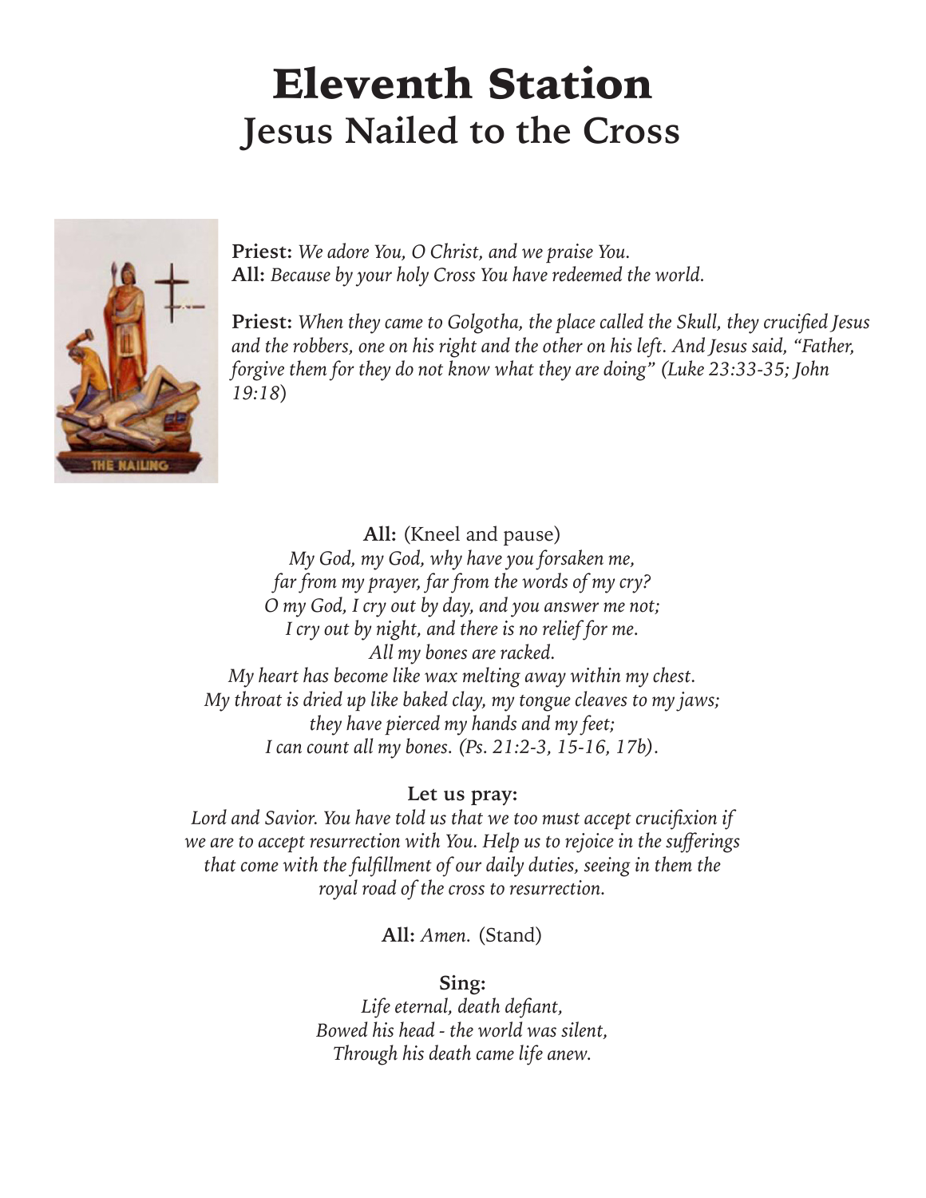# Eleventh Station
## Jesus Nailed to the Cross

**Priest:** *We adore You, O Christ, and we praise You.*
**All:** *Because by your holy Cross You have redeemed the world.*

**Priest:** *When they came to Golgotha, the place called the Skull, they crucified Jesus and the robbers, one on his right and the other on his left. And Jesus said, "Father, forgive them for they do not know what they are doing" (Luke 23:33-35; John 19:18*)

**All:** (Kneel and pause)
*My God, my God, why have you forsaken me,*
*far from my prayer, far from the words of my cry?*
*O my God, I cry out by day, and you answer me not;*
*I cry out by night, and there is no relief for me.*
*All my bones are racked.*
*My heart has become like wax melting away within my chest.*
*My throat is dried up like baked clay, my tongue cleaves to my jaws;*
*they have pierced my hands and my feet;*
*I can count all my bones. (Ps. 21:2-3, 15-16, 17b)*.

**Let us pray:**
*Lord and Savior. You have told us that we too must accept crucifixion if we are to accept resurrection with You. Help us to rejoice in the sufferings that come with the fulfillment of our daily duties, seeing in them the royal road of the cross to resurrection.*

**All:** *Amen.* (Stand)

**Sing:**
*Life eternal, death defiant,*
*Bowed his head - the world was silent,*
*Through his death came life anew.*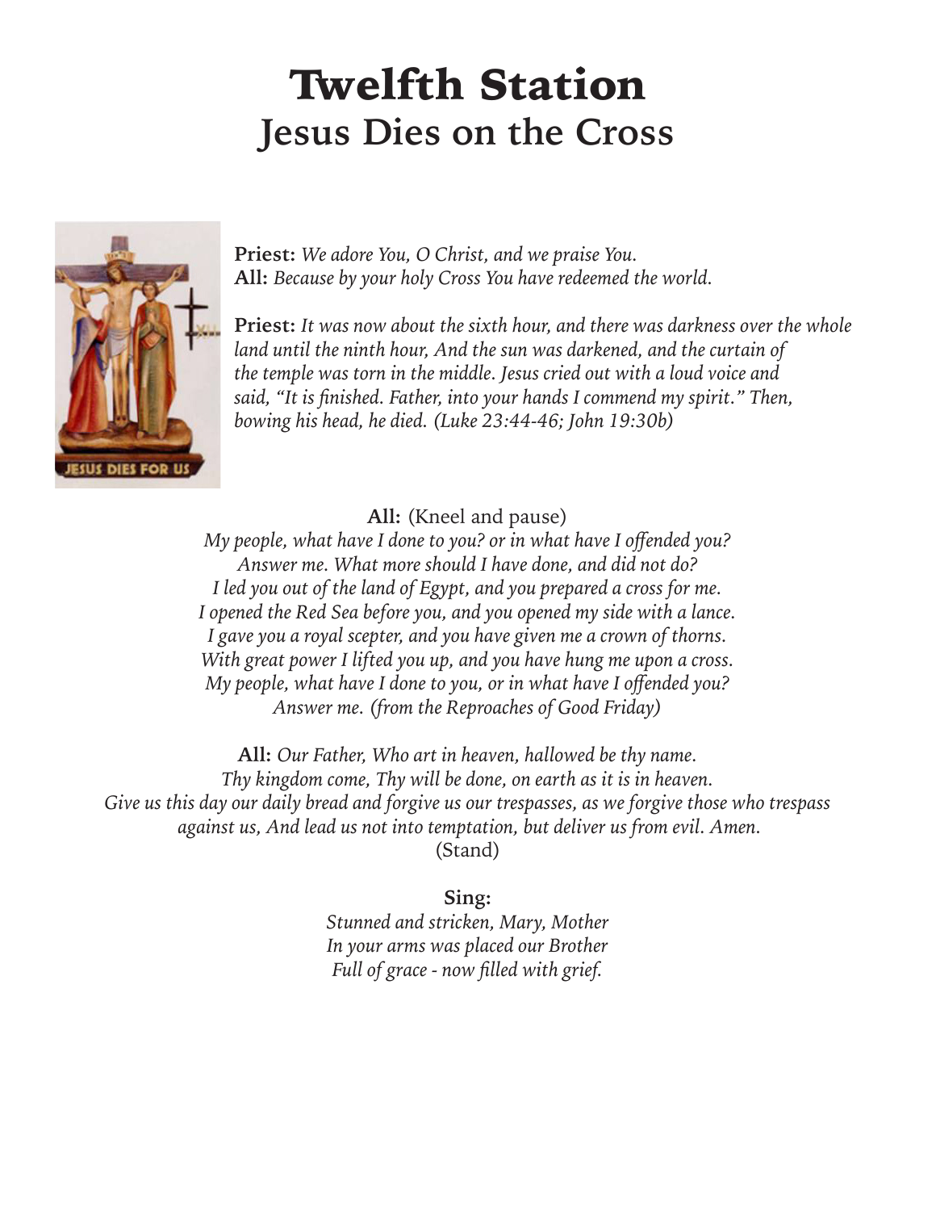# Twelfth Station
## Jesus Dies on the Cross

**Priest:** *We adore You, O Christ, and we praise You.*
**All:** *Because by your holy Cross You have redeemed the world.*

**Priest:** *It was now about the sixth hour, and there was darkness over the whole land until the ninth hour, And the sun was darkened, and the curtain of the temple was torn in the middle. Jesus cried out with a loud voice and said, "It is finished. Father, into your hands I commend my spirit." Then, bowing his head, he died. (Luke 23:44-46; John 19:30b)*

**All:** (Kneel and pause)
*My people, what have I done to you? or in what have I offended you?*
*Answer me. What more should I have done, and did not do?*
*I led you out of the land of Egypt, and you prepared a cross for me.*
*I opened the Red Sea before you, and you opened my side with a lance.*
*I gave you a royal scepter, and you have given me a crown of thorns.*
*With great power I lifted you up, and you have hung me upon a cross.*
*My people, what have I done to you, or in what have I offended you?*
*Answer me. (from the Reproaches of Good Friday)*

**All:** *Our Father, Who art in heaven, hallowed be thy name.*
*Thy kingdom come, Thy will be done, on earth as it is in heaven.*
*Give us this day our daily bread and forgive us our trespasses, as we forgive those who trespass against us, And lead us not into temptation, but deliver us from evil. Amen.*
(Stand)

**Sing:**
*Stunned and stricken, Mary, Mother*
*In your arms was placed our Brother*
*Full of grace - now filled with grief.*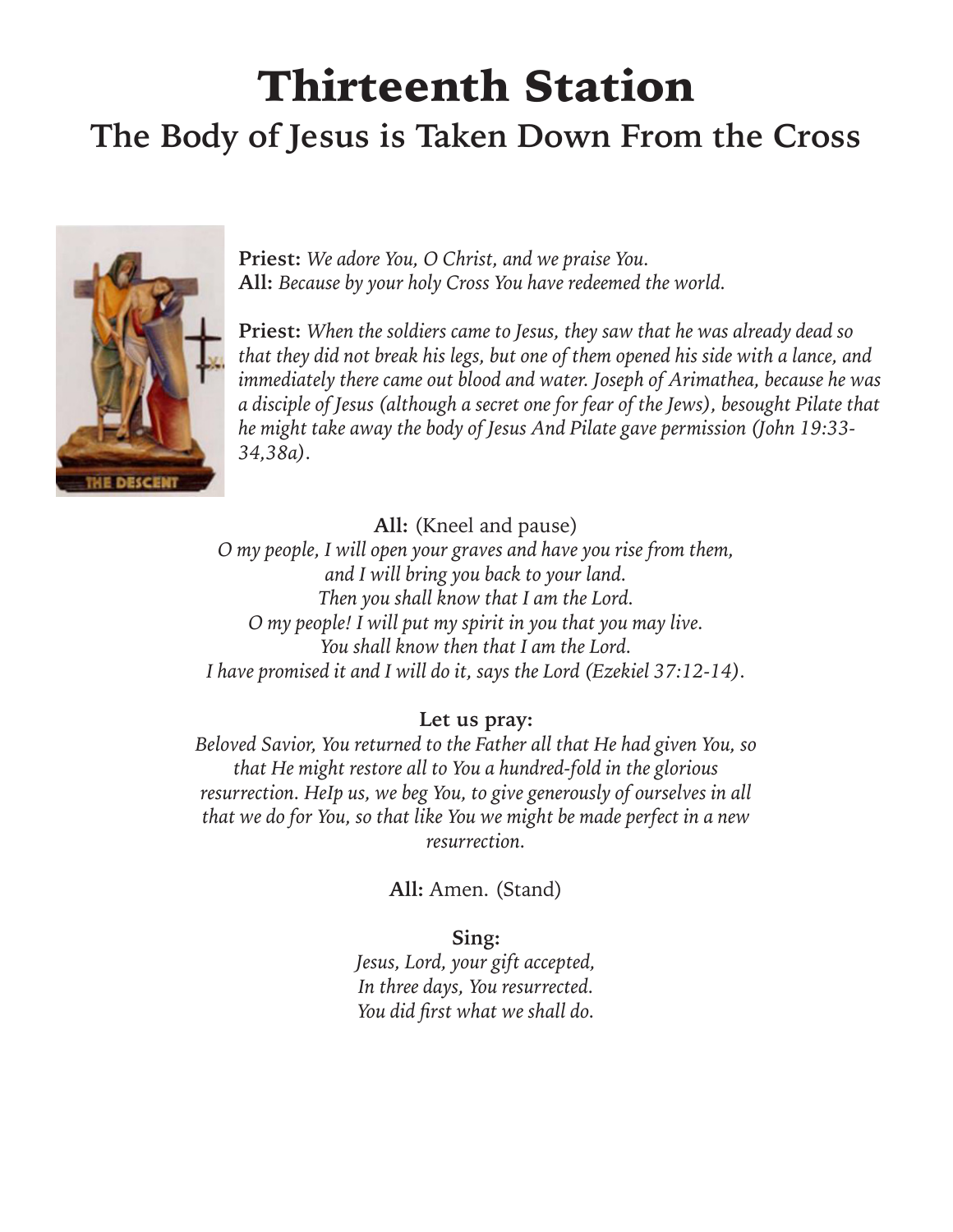# Thirteenth Station

## The Body of Jesus is Taken Down From the Cross

**Priest:** *We adore You, O Christ, and we praise You.*
**All:** *Because by your holy Cross You have redeemed the world.*

**Priest:** *When the soldiers came to Jesus, they saw that he was already dead so that they did not break his legs, but one of them opened his side with a lance, and immediately there came out blood and water. Joseph of Arimathea, because he was a disciple of Jesus (although a secret one for fear of the Jews), besought Pilate that he might take away the body of Jesus And Pilate gave permission (John 19:33-34,38a).*

**All:** (Kneel and pause)
*O my people, I will open your graves and have you rise from them,*
*and I will bring you back to your land.*
*Then you shall know that I am the Lord.*
*O my people! I will put my spirit in you that you may live.*
*You shall know then that I am the Lord.*
*I have promised it and I will do it, says the Lord (Ezekiel 37:12-14).*

**Let us pray:**
*Beloved Savior, You returned to the Father all that He had given You, so that He might restore all to You a hundred-fold in the glorious resurrection. HeIp us, we beg You, to give generously of ourselves in all that we do for You, so that like You we might be made perfect in a new resurrection.*

**All:** Amen. (Stand)

**Sing:**
*Jesus, Lord, your gift accepted,*
*In three days, You resurrected.*
*You did first what we shall do.*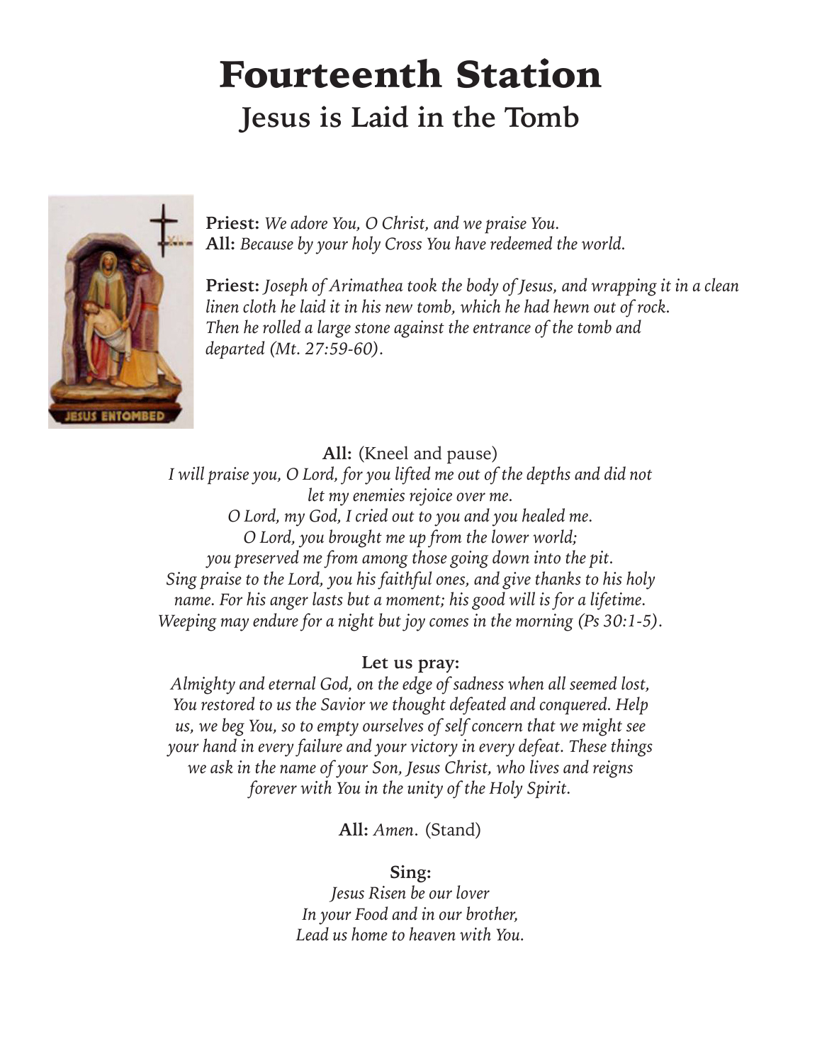# Fourteenth Station

## Jesus is Laid in the Tomb

**Priest:** *We adore You, O Christ, and we praise You.*
**All:** *Because by your holy Cross You have redeemed the world.*

**Priest:** *Joseph of Arimathea took the body of Jesus, and wrapping it in a clean linen cloth he laid it in his new tomb, which he had hewn out of rock. Then he rolled a large stone against the entrance of the tomb and departed (Mt. 27:59-60).*

**All:** (Kneel and pause)
*I will praise you, O Lord, for you lifted me out of the depths and did not let my enemies rejoice over me.*
*O Lord, my God, I cried out to you and you healed me.*
*O Lord, you brought me up from the lower world;*
*you preserved me from among those going down into the pit.*
*Sing praise to the Lord, you his faithful ones, and give thanks to his holy name. For his anger lasts but a moment; his good will is for a lifetime.*
*Weeping may endure for a night but joy comes in the morning (Ps 30:1-5).*

**Let us pray:**
*Almighty and eternal God, on the edge of sadness when all seemed lost, You restored to us the Savior we thought defeated and conquered. Help us, we beg You, so to empty ourselves of self concern that we might see your hand in every failure and your victory in every defeat. These things we ask in the name of your Son, Jesus Christ, who lives and reigns forever with You in the unity of the Holy Spirit.*

**All:** *Amen*. (Stand)

**Sing:**
*Jesus Risen be our lover*
*In your Food and in our brother,*
*Lead us home to heaven with You.*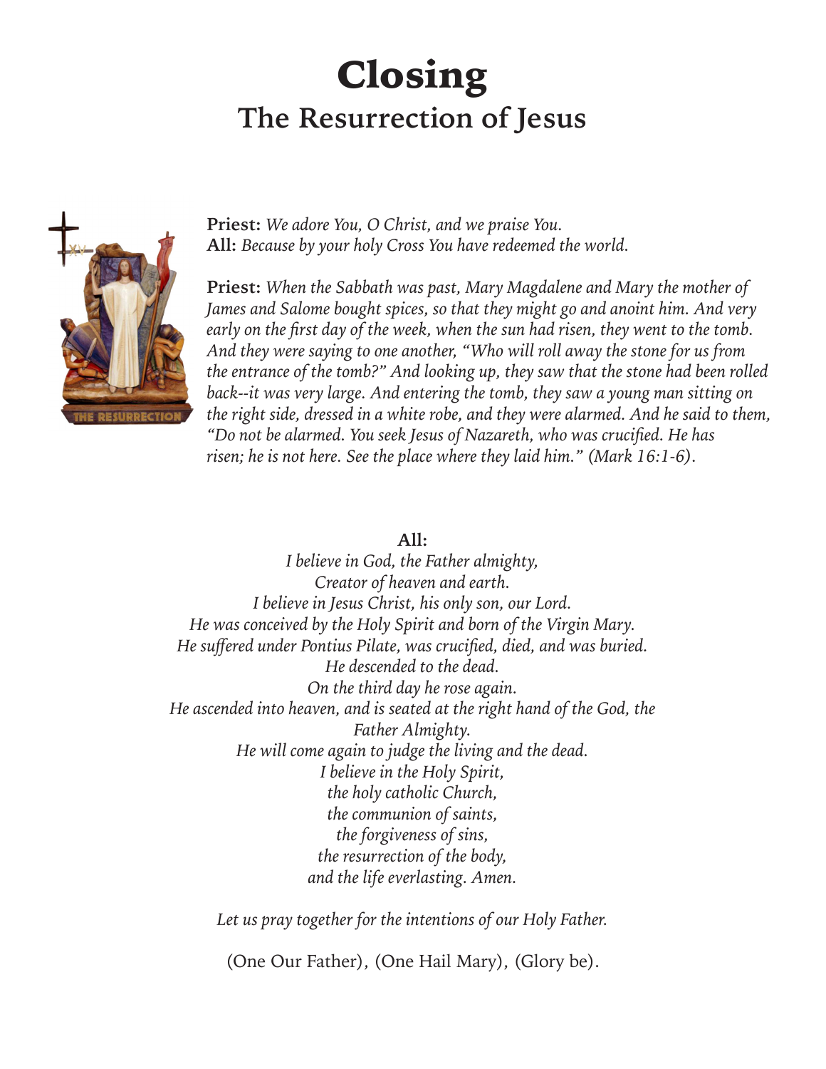# Closing

## The Resurrection of Jesus

**Priest:** *We adore You, O Christ, and we praise You.*
**All:** *Because by your holy Cross You have redeemed the world.*

**Priest:** *When the Sabbath was past, Mary Magdalene and Mary the mother of James and Salome bought spices, so that they might go and anoint him. And very early on the first day of the week, when the sun had risen, they went to the tomb. And they were saying to one another, "Who will roll away the stone for us from the entrance of the tomb?" And looking up, they saw that the stone had been rolled back--it was very large. And entering the tomb, they saw a young man sitting on the right side, dressed in a white robe, and they were alarmed. And he said to them, "Do not be alarmed. You seek Jesus of Nazareth, who was crucified. He has risen; he is not here. See the place where they laid him." (Mark 16:1-6).*

**All:**
*I believe in God, the Father almighty,*
*Creator of heaven and earth.*
*I believe in Jesus Christ, his only son, our Lord.*
*He was conceived by the Holy Spirit and born of the Virgin Mary.*
*He suffered under Pontius Pilate, was crucified, died, and was buried.*
*He descended to the dead.*
*On the third day he rose again.*
*He ascended into heaven, and is seated at the right hand of the God, the Father Almighty.*
*He will come again to judge the living and the dead.*
*I believe in the Holy Spirit,*
*the holy catholic Church,*
*the communion of saints,*
*the forgiveness of sins,*
*the resurrection of the body,*
*and the life everlasting. Amen.*

*Let us pray together for the intentions of our Holy Father.*

(One Our Father), (One Hail Mary), (Glory be).